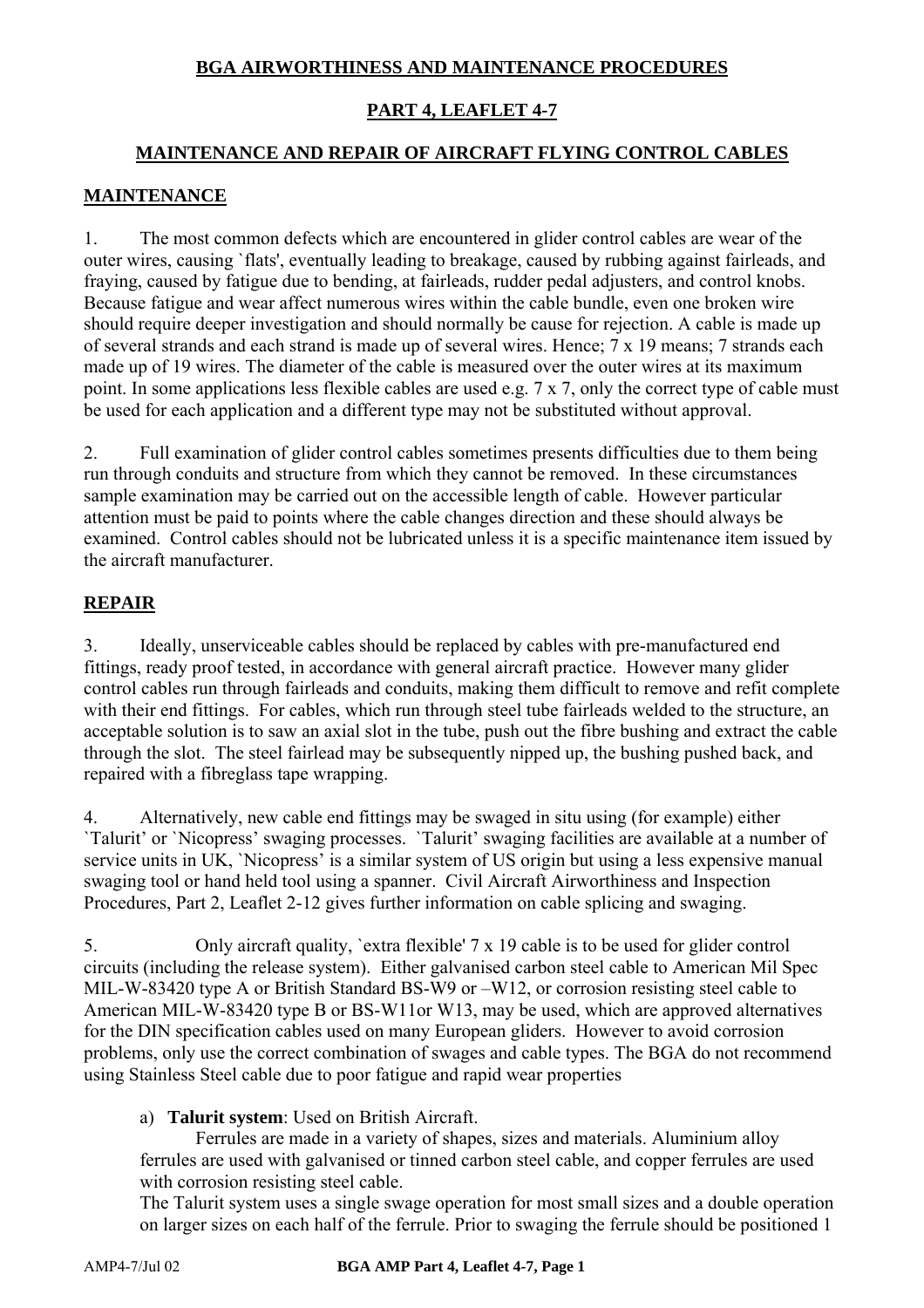# BGA AIRWORTHINESS AND MAINTENANCE PROCEDURES

## PART 4, LEAFLET 4-7

## MAINTENANCE AND REPAIR OF AIRCRAFT FLYING CONTROL CABLES

### MAINTENANCE

1. The most common defects which are encountered in glider control cables are wear of the outer wires, causing `flats', eventually leading to breakage, caused by rubbing against fairleads, and fraying, caused by fatigue due to bending, at fairleads, rudder pedal adjusters, and control knobs. Because fatigue and wear affect numerous wires within the cable bundle, even one broken wire should require deeper investigation and should normally be cause for rejection. A cable is made up of several strands and each strand is made up of several wires. Hence; 7 x 19 means; 7 strands each made up of 19 wires. The diameter of the cable is measured over the outer wires at its maximum point. In some applications less flexible cables are used e.g. 7 x 7, only the correct type of cable must be used for each application and a different type may not be substituted without approval.

2. Full examination of glider control cables sometimes presents difficulties due to them being run through conduits and structure from which they cannot be removed. In these circumstances sample examination may be carried out on the accessible length of cable. However particular attention must be paid to points where the cable changes direction and these should always be examined. Control cables should not be lubricated unless it is a specific maintenance item issued by the aircraft manufacturer.

### REPAIR

3. Ideally, unserviceable cables should be replaced by cables with pre-manufactured end fittings, ready proof tested, in accordance with general aircraft practice. However many glider control cables run through fairleads and conduits, making them difficult to remove and refit complete with their end fittings. For cables, which run through steel tube fairleads welded to the structure, an acceptable solution is to saw an axial slot in the tube, push out the fibre bushing and extract the cable through the slot. The steel fairlead may be subsequently nipped up, the bushing pushed back, and repaired with a fibreglass tape wrapping.

4. Alternatively, new cable end fittings may be swaged in situ using (for example) either `Talurit' or `Nicopress' swaging processes. `Talurit' swaging facilities are available at a number of service units in UK, `Nicopress' is a similar system of US origin but using a less expensive manual swaging tool or hand held tool using a spanner. Civil Aircraft Airworthiness and Inspection Procedures, Part 2, Leaflet 2-12 gives further information on cable splicing and swaging.

5. Only aircraft quality, `extra flexible' 7 x 19 cable is to be used for glider control circuits (including the release system). Either galvanised carbon steel cable to American Mil Spec MIL-W-83420 type A or British Standard BS-W9 or –W12, or corrosion resisting steel cable to American MIL-W-83420 type B or BS-W11or W13, may be used, which are approved alternatives for the DIN specification cables used on many European gliders. However to avoid corrosion problems, only use the correct combination of swages and cable types. The BGA do not recommend using Stainless Steel cable due to poor fatigue and rapid wear properties

a) **Talurit system**: Used on British Aircraft.

Ferrules are made in a variety of shapes, sizes and materials. Aluminium alloy ferrules are used with galvanised or tinned carbon steel cable, and copper ferrules are used with corrosion resisting steel cable.

The Talurit system uses a single swage operation for most small sizes and a double operation on larger sizes on each half of the ferrule. Prior to swaging the ferrule should be positioned 1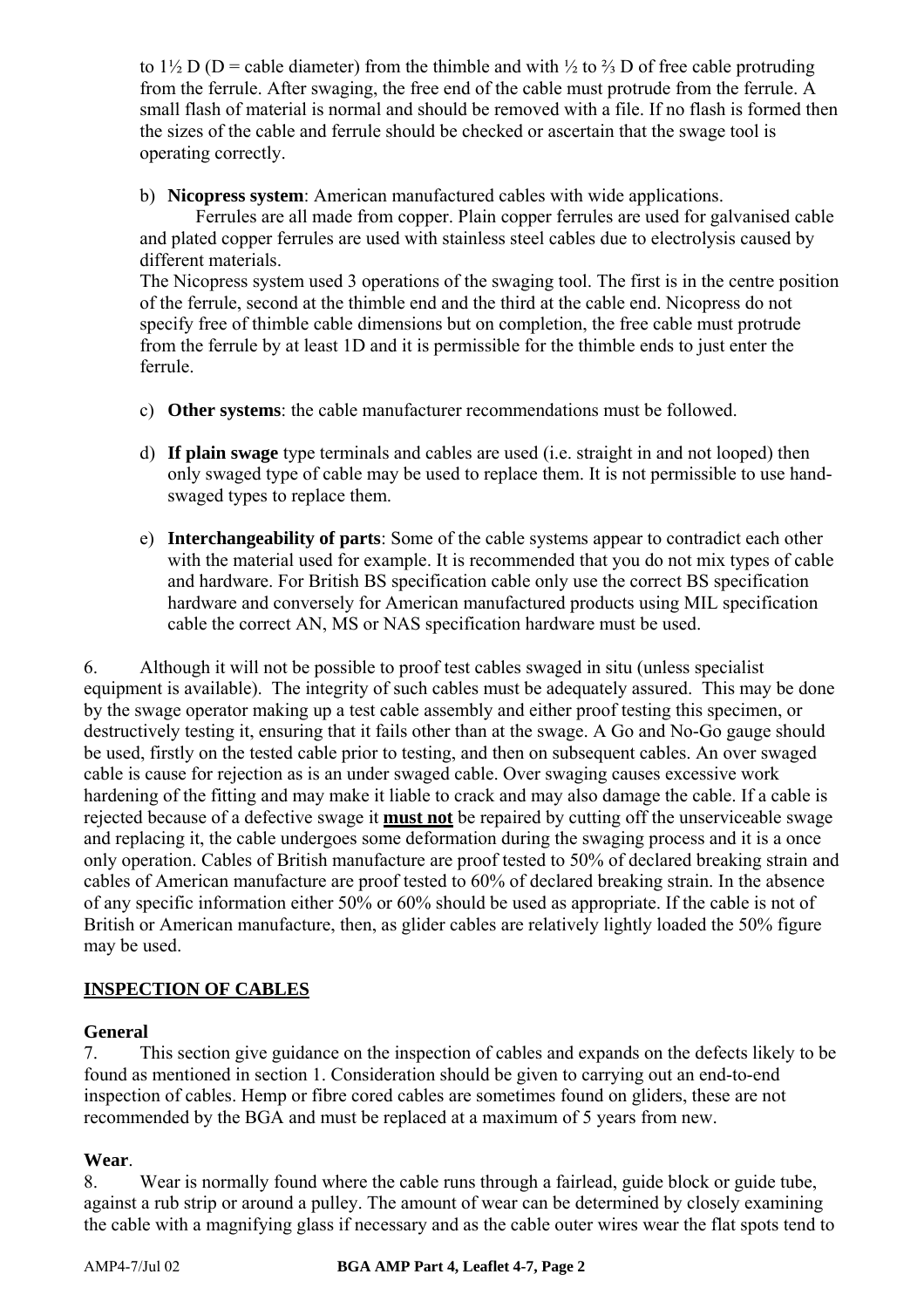to 1½ D (D = cable diameter) from the thimble and with ½ to ⅔ D of free cable protruding from the ferrule. After swaging, the free end of the cable must protrude from the ferrule. A small flash of material is normal and should be removed with a file. If no flash is formed then the sizes of the cable and ferrule should be checked or ascertain that the swage tool is operating correctly.

b) **Nicopress system**: American manufactured cables with wide applications.
Ferrules are all made from copper. Plain copper ferrules are used for galvanised cable and plated copper ferrules are used with stainless steel cables due to electrolysis caused by different materials.
The Nicopress system used 3 operations of the swaging tool. The first is in the centre position of the ferrule, second at the thimble end and the third at the cable end. Nicopress do not specify free of thimble cable dimensions but on completion, the free cable must protrude from the ferrule by at least 1D and it is permissible for the thimble ends to just enter the ferrule.

c) **Other systems**: the cable manufacturer recommendations must be followed.

d) **If plain swage** type terminals and cables are used (i.e. straight in and not looped) then only swaged type of cable may be used to replace them. It is not permissible to use hand-swaged types to replace them.

e) **Interchangeability of parts**: Some of the cable systems appear to contradict each other with the material used for example. It is recommended that you do not mix types of cable and hardware. For British BS specification cable only use the correct BS specification hardware and conversely for American manufactured products using MIL specification cable the correct AN, MS or NAS specification hardware must be used.

6. Although it will not be possible to proof test cables swaged in situ (unless specialist equipment is available). The integrity of such cables must be adequately assured. This may be done by the swage operator making up a test cable assembly and either proof testing this specimen, or destructively testing it, ensuring that it fails other than at the swage. A Go and No-Go gauge should be used, firstly on the tested cable prior to testing, and then on subsequent cables. An over swaged cable is cause for rejection as is an under swaged cable. Over swaging causes excessive work hardening of the fitting and may make it liable to crack and may also damage the cable. If a cable is rejected because of a defective swage it **must not** be repaired by cutting off the unserviceable swage and replacing it, the cable undergoes some deformation during the swaging process and it is a once only operation. Cables of British manufacture are proof tested to 50% of declared breaking strain and cables of American manufacture are proof tested to 60% of declared breaking strain. In the absence of any specific information either 50% or 60% should be used as appropriate. If the cable is not of British or American manufacture, then, as glider cables are relatively lightly loaded the 50% figure may be used.

## INSPECTION OF CABLES

### General

7. This section give guidance on the inspection of cables and expands on the defects likely to be found as mentioned in section 1. Consideration should be given to carrying out an end-to-end inspection of cables. Hemp or fibre cored cables are sometimes found on gliders, these are not recommended by the BGA and must be replaced at a maximum of 5 years from new.

### Wear.

8. Wear is normally found where the cable runs through a fairlead, guide block or guide tube, against a rub strip or around a pulley. The amount of wear can be determined by closely examining the cable with a magnifying glass if necessary and as the cable outer wires wear the flat spots tend to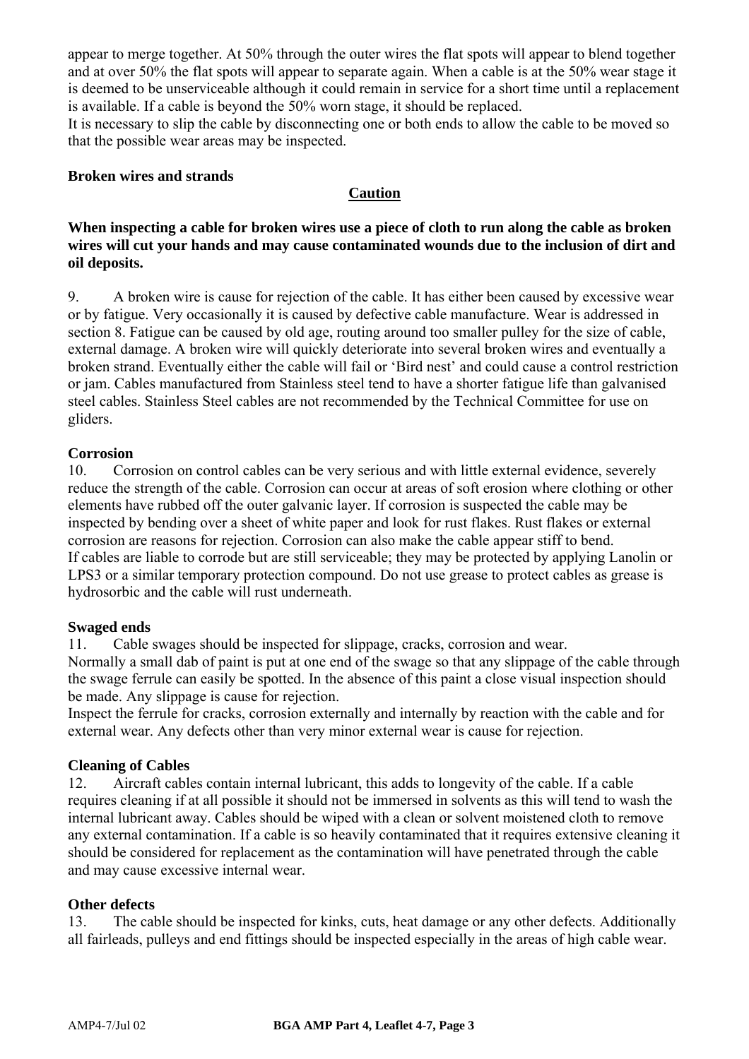appear to merge together. At 50% through the outer wires the flat spots will appear to blend together and at over 50% the flat spots will appear to separate again. When a cable is at the 50% wear stage it is deemed to be unserviceable although it could remain in service for a short time until a replacement is available. If a cable is beyond the 50% worn stage, it should be replaced.

It is necessary to slip the cable by disconnecting one or both ends to allow the cable to be moved so that the possible wear areas may be inspected.

**Broken wires and strands**

**Caution**

**When inspecting a cable for broken wires use a piece of cloth to run along the cable as broken wires will cut your hands and may cause contaminated wounds due to the inclusion of dirt and oil deposits.**

9. A broken wire is cause for rejection of the cable. It has either been caused by excessive wear or by fatigue. Very occasionally it is caused by defective cable manufacture. Wear is addressed in section 8. Fatigue can be caused by old age, routing around too smaller pulley for the size of cable, external damage. A broken wire will quickly deteriorate into several broken wires and eventually a broken strand. Eventually either the cable will fail or 'Bird nest' and could cause a control restriction or jam. Cables manufactured from Stainless steel tend to have a shorter fatigue life than galvanised steel cables. Stainless Steel cables are not recommended by the Technical Committee for use on gliders.

**Corrosion**

10. Corrosion on control cables can be very serious and with little external evidence, severely reduce the strength of the cable. Corrosion can occur at areas of soft erosion where clothing or other elements have rubbed off the outer galvanic layer. If corrosion is suspected the cable may be inspected by bending over a sheet of white paper and look for rust flakes. Rust flakes or external corrosion are reasons for rejection. Corrosion can also make the cable appear stiff to bend.

If cables are liable to corrode but are still serviceable; they may be protected by applying Lanolin or LPS3 or a similar temporary protection compound. Do not use grease to protect cables as grease is hydrosorbic and the cable will rust underneath.

**Swaged ends**

11. Cable swages should be inspected for slippage, cracks, corrosion and wear.

Normally a small dab of paint is put at one end of the swage so that any slippage of the cable through the swage ferrule can easily be spotted. In the absence of this paint a close visual inspection should be made. Any slippage is cause for rejection.

Inspect the ferrule for cracks, corrosion externally and internally by reaction with the cable and for external wear. Any defects other than very minor external wear is cause for rejection.

**Cleaning of Cables**

12. Aircraft cables contain internal lubricant, this adds to longevity of the cable. If a cable requires cleaning if at all possible it should not be immersed in solvents as this will tend to wash the internal lubricant away. Cables should be wiped with a clean or solvent moistened cloth to remove any external contamination. If a cable is so heavily contaminated that it requires extensive cleaning it should be considered for replacement as the contamination will have penetrated through the cable and may cause excessive internal wear.

**Other defects**

13. The cable should be inspected for kinks, cuts, heat damage or any other defects. Additionally all fairleads, pulleys and end fittings should be inspected especially in the areas of high cable wear.